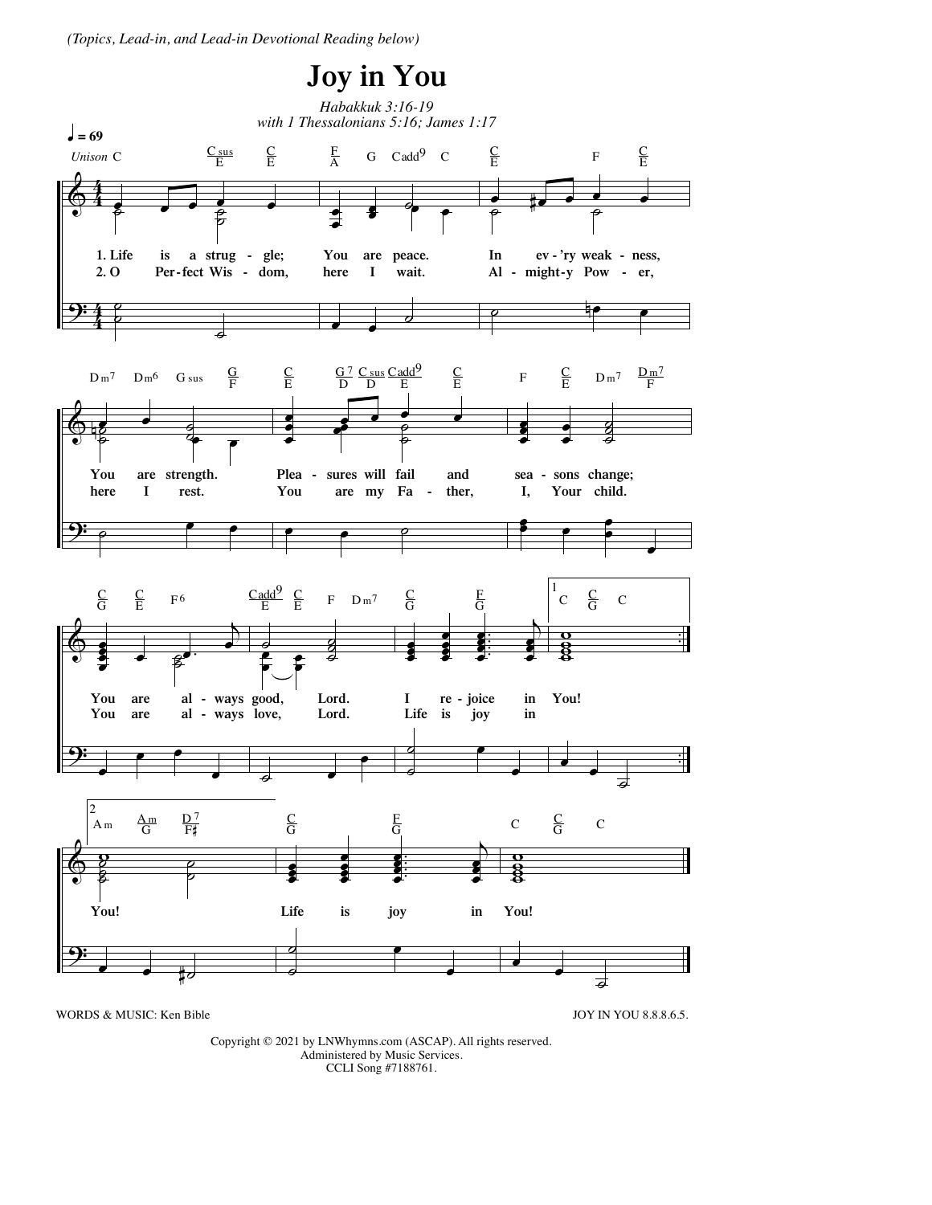*(Topics, Lead-in, and Lead-in Devotional Reading below)*

# Joy in You

*Habakkuk 3:16-19*
*with 1 Thessalonians 5:16; James 1:17*

♩ = 69

*Unison*

1. Life is a struggle; You are peace. In ev'ry weakness, You are strength. Pleasures will fail and seasons change; You are always good, Lord. I rejoice in You!

2. O Perfect Wisdom, here I wait. Almighty Power, here I rest. You are my Father, I, Your child. You are always love, Lord. Life is joy in You! Life is joy in You!

WORDS & MUSIC: Ken Bible

JOY IN YOU 8.8.8.6.5.

Copyright © 2021 by LNWhymns.com (ASCAP). All rights reserved.
Administered by Music Services.
CCLI Song #7188761.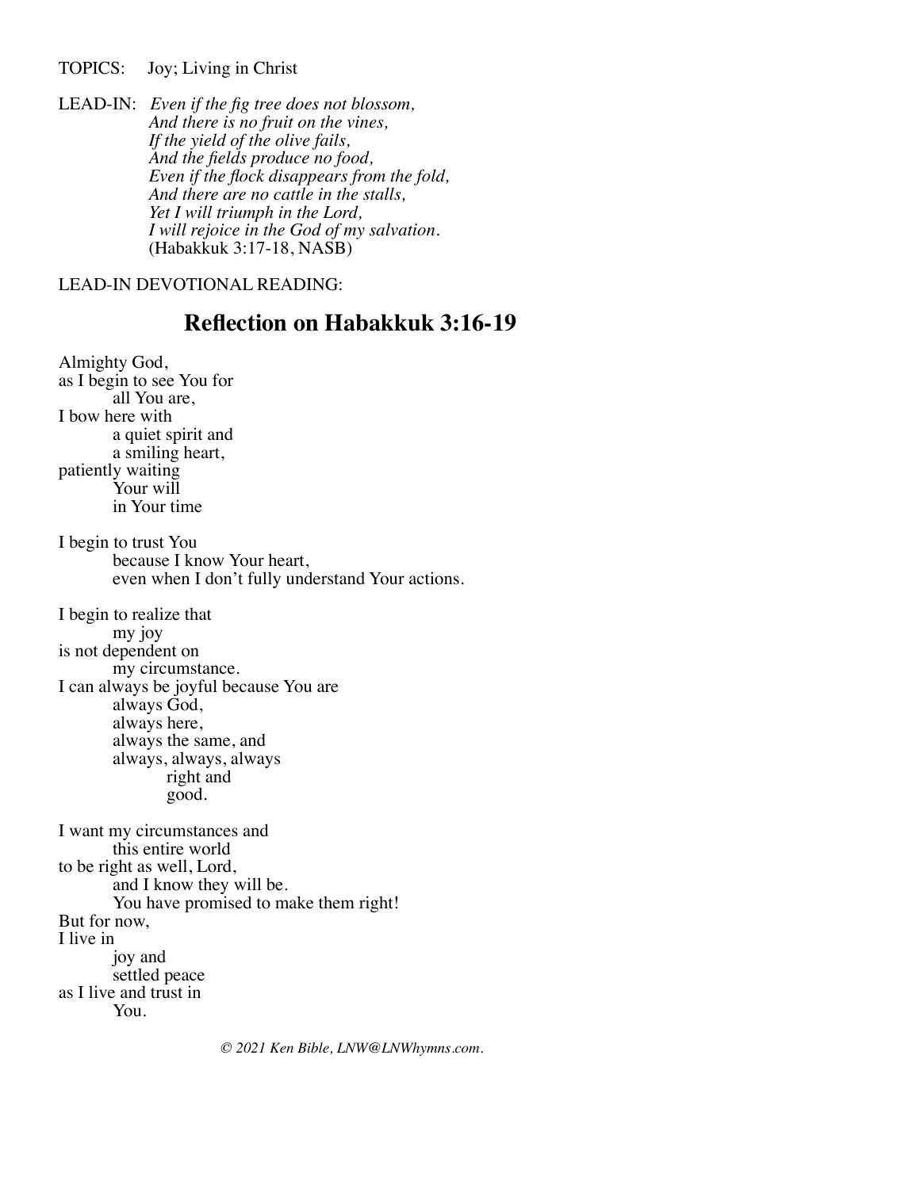TOPICS: Joy; Living in Christ

LEAD-IN: *Even if the fig tree does not blossom,*
*And there is no fruit on the vines,*
*If the yield of the olive fails,*
*And the fields produce no food,*
*Even if the flock disappears from the fold,*
*And there are no cattle in the stalls,*
*Yet I will triumph in the Lord,*
*I will rejoice in the God of my salvation.*
(Habakkuk 3:17-18, NASB)

LEAD-IN DEVOTIONAL READING:

## Reflection on Habakkuk 3:16-19

Almighty God,
as I begin to see You for
all You are,
I bow here with
a quiet spirit and
a smiling heart,
patiently waiting
Your will
in Your time

I begin to trust You
because I know Your heart,
even when I don't fully understand Your actions.

I begin to realize that
my joy
is not dependent on
my circumstance.
I can always be joyful because You are
always God,
always here,
always the same, and
always, always, always
right and
good.

I want my circumstances and
this entire world
to be right as well, Lord,
and I know they will be.
You have promised to make them right!
But for now,
I live in
joy and
settled peace
as I live and trust in
You.

*© 2021 Ken Bible, LNW@LNWhymns.com.*